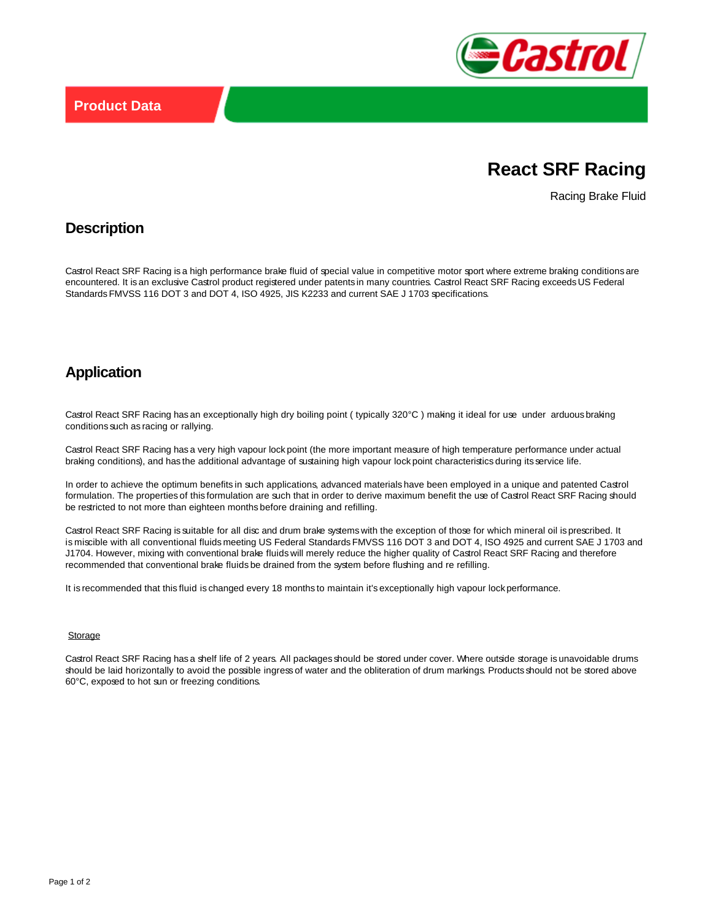Product Data

# React SRF Racing

Racing Brake Fluid

## Description

Castrol React SRF Racing is a high performance brake fluid of special value in competitive motor sport where extreme braking conditions are encountered. It is an exclusive Castrol product registered under patents in many countries. Castrol React SRF Racing exceeds US Federal Standards FMVSS 116 DOT 3 and DOT 4, ISO 4925, JIS K2233 and current SAE J 1703 specifications.

## Application

Castrol React SRF Racing has an exceptionally high dry boiling point ( typically 320°C ) making it ideal for use under arduous braking conditions such as racing or rallying.

Castrol React SRF Racing has a very high vapour lock point (the more important measure of high temperature performance under actual braking conditions), and has the additional advantage of sustaining high vapour lock point characteristics during its service life.

In order to achieve the optimum benefits in such applications, advanced materials have been employed in a unique and patented Castrol formulation. The properties of this formulation are such that in order to derive maximum benefit the use of Castrol React SRF Racing should be restricted to not more than eighteen months before draining and refilling.

Castrol React SRF Racing is suitable for all disc and drum brake systems with the exception of those for which mineral oil is prescribed. It is miscible with all conventional fluids meeting US Federal Standards FMVSS 116 DOT 3 and DOT 4, ISO 4925 and current SAE J 1703 and J1704. However, mixing with conventional brake fluids will merely reduce the higher quality of Castrol React SRF Racing and therefore recommended that conventional brake fluids be drained from the system before flushing and re refilling.

It is recommended that this fluid is changed every 18 months to maintain it's exceptionally high vapour lock performance.

Storage

Castrol React SRF Racing has a shelf life of 2 years. All packages should be stored under cover. Where outside storage is unavoidable drums should be laid horizontally to avoid the possible ingress of water and the obliteration of drum markings. Products should not be stored above 60°C, exposed to hot sun or freezing conditions.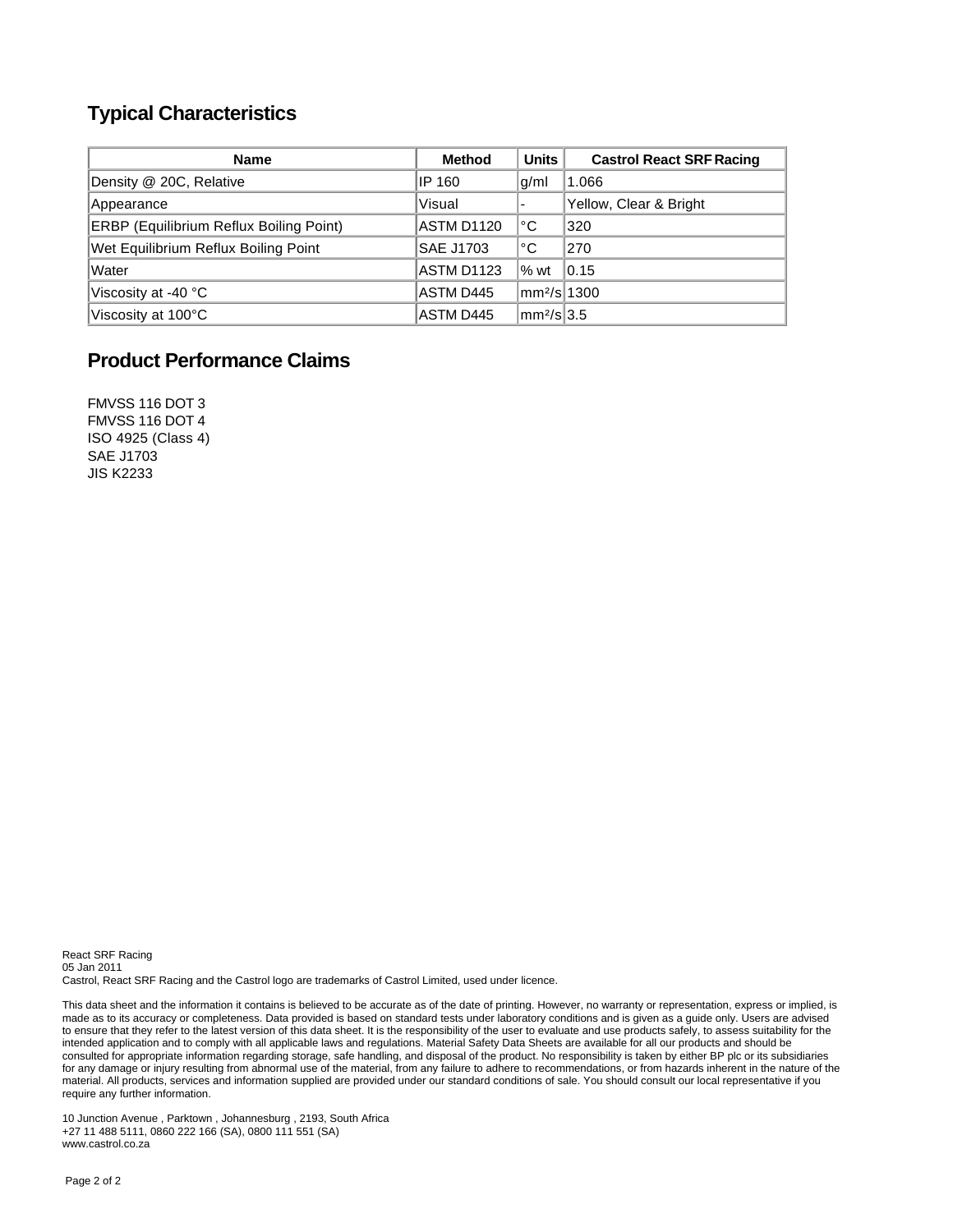## Typical Characteristics

| Name | Method | Units | Castrol React SRF Racing |
|---|---|---|---|
| Density @ 20C, Relative | IP 160 | g/ml | 1.066 |
| Appearance | Visual | - | Yellow, Clear & Bright |
| ERBP (Equilibrium Reflux Boiling Point) | ASTM D1120 | °C | 320 |
| Wet Equilibrium Reflux Boiling Point | SAE J1703 | °C | 270 |
| Water | ASTM D1123 | % wt | 0.15 |
| Viscosity at -40 °C | ASTM D445 | $mm^2/s$ | 1300 |
| Viscosity at 100°C | ASTM D445 | $mm^2/s$ | 3.5 |

## Product Performance Claims

FMVSS 116 DOT 3
FMVSS 116 DOT 4
ISO 4925 (Class 4)
SAE J1703
JIS K2233

React SRF Racing
05 Jan 2011
Castrol, React SRF Racing and the Castrol logo are trademarks of Castrol Limited, used under licence.

This data sheet and the information it contains is believed to be accurate as of the date of printing. However, no warranty or representation, express or implied, is made as to its accuracy or completeness. Data provided is based on standard tests under laboratory conditions and is given as a guide only. Users are advised to ensure that they refer to the latest version of this data sheet. It is the responsibility of the user to evaluate and use products safely, to assess suitability for the intended application and to comply with all applicable laws and regulations. Material Safety Data Sheets are available for all our products and should be consulted for appropriate information regarding storage, safe handling, and disposal of the product. No responsibility is taken by either BP plc or its subsidiaries for any damage or injury resulting from abnormal use of the material, from any failure to adhere to recommendations, or from hazards inherent in the nature of the material. All products, services and information supplied are provided under our standard conditions of sale. You should consult our local representative if you require any further information.

10 Junction Avenue , Parktown , Johannesburg , 2193, South Africa
+27 11 488 5111, 0860 222 166 (SA), 0800 111 551 (SA)
www.castrol.co.za